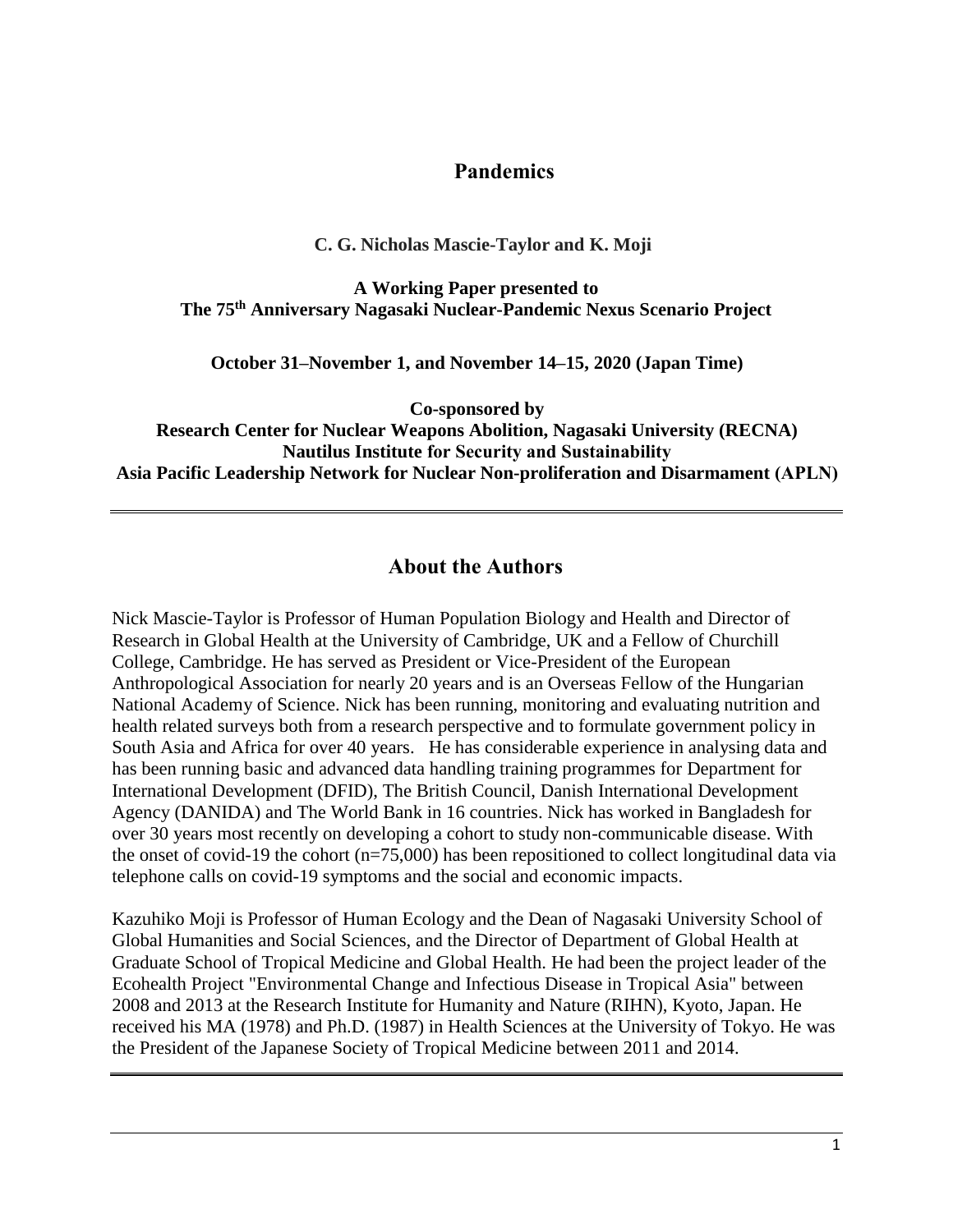# Pandemics

**C. G. Nicholas Mascie-Taylor and K. Moji**

**A Working Paper presented to**
**The 75th Anniversary Nagasaki Nuclear-Pandemic Nexus Scenario Project**

**October 31–November 1, and November 14–15, 2020 (Japan Time)**

**Co-sponsored by**
**Research Center for Nuclear Weapons Abolition, Nagasaki University (RECNA)**
**Nautilus Institute for Security and Sustainability**
**Asia Pacific Leadership Network for Nuclear Non-proliferation and Disarmament (APLN)**

---

## About the Authors

Nick Mascie-Taylor is Professor of Human Population Biology and Health and Director of Research in Global Health at the University of Cambridge, UK and a Fellow of Churchill College, Cambridge. He has served as President or Vice-President of the European Anthropological Association for nearly 20 years and is an Overseas Fellow of the Hungarian National Academy of Science. Nick has been running, monitoring and evaluating nutrition and health related surveys both from a research perspective and to formulate government policy in South Asia and Africa for over 40 years. He has considerable experience in analysing data and has been running basic and advanced data handling training programmes for Department for International Development (DFID), The British Council, Danish International Development Agency (DANIDA) and The World Bank in 16 countries. Nick has worked in Bangladesh for over 30 years most recently on developing a cohort to study non-communicable disease. With the onset of covid-19 the cohort (n=75,000) has been repositioned to collect longitudinal data via telephone calls on covid-19 symptoms and the social and economic impacts.

Kazuhiko Moji is Professor of Human Ecology and the Dean of Nagasaki University School of Global Humanities and Social Sciences, and the Director of Department of Global Health at Graduate School of Tropical Medicine and Global Health. He had been the project leader of the Ecohealth Project "Environmental Change and Infectious Disease in Tropical Asia" between 2008 and 2013 at the Research Institute for Humanity and Nature (RIHN), Kyoto, Japan. He received his MA (1978) and Ph.D. (1987) in Health Sciences at the University of Tokyo. He was the President of the Japanese Society of Tropical Medicine between 2011 and 2014.

---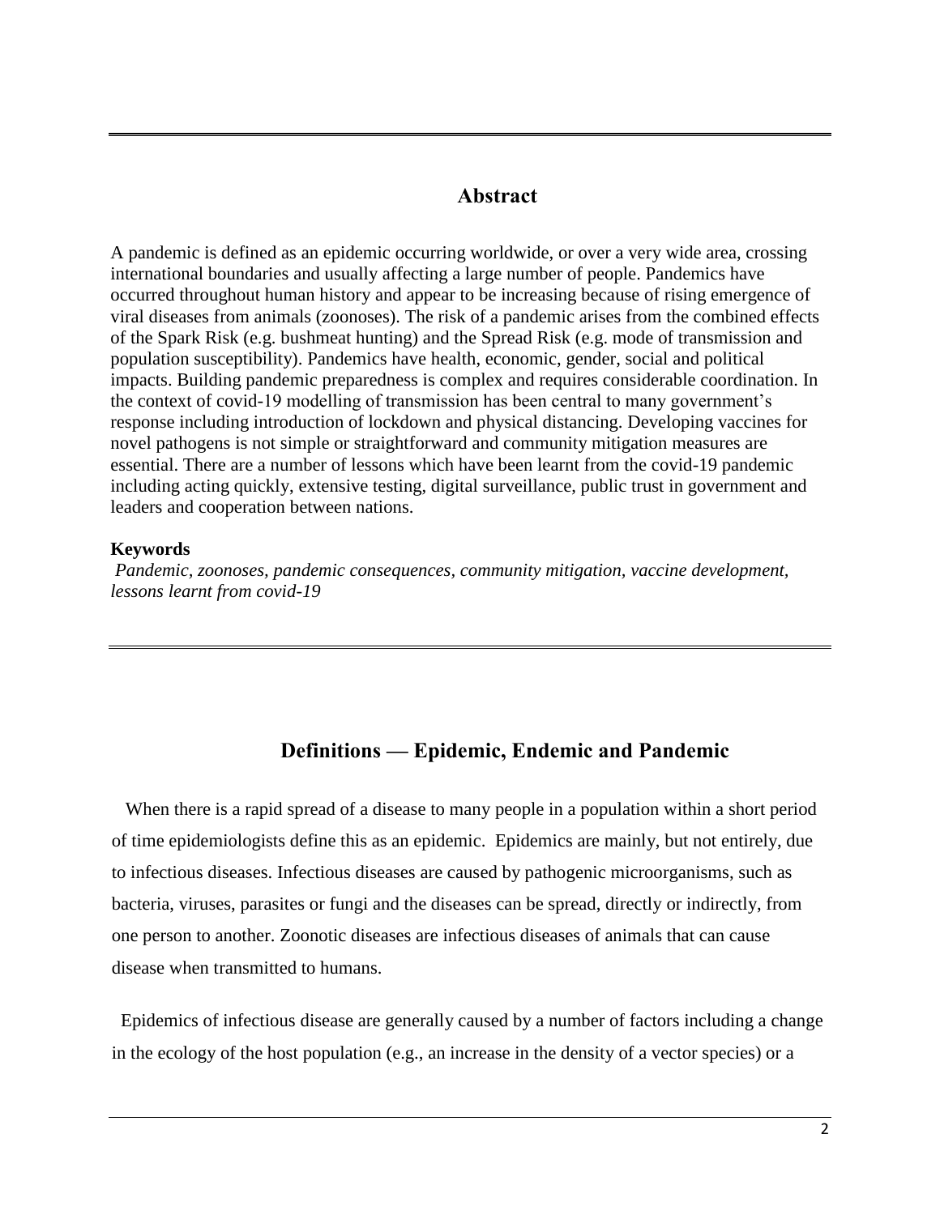## Abstract

A pandemic is defined as an epidemic occurring worldwide, or over a very wide area, crossing international boundaries and usually affecting a large number of people. Pandemics have occurred throughout human history and appear to be increasing because of rising emergence of viral diseases from animals (zoonoses). The risk of a pandemic arises from the combined effects of the Spark Risk (e.g. bushmeat hunting) and the Spread Risk (e.g. mode of transmission and population susceptibility). Pandemics have health, economic, gender, social and political impacts. Building pandemic preparedness is complex and requires considerable coordination. In the context of covid-19 modelling of transmission has been central to many government's response including introduction of lockdown and physical distancing. Developing vaccines for novel pathogens is not simple or straightforward and community mitigation measures are essential. There are a number of lessons which have been learnt from the covid-19 pandemic including acting quickly, extensive testing, digital surveillance, public trust in government and leaders and cooperation between nations.

**Keywords**

*Pandemic, zoonoses, pandemic consequences, community mitigation, vaccine development, lessons learnt from covid-19*

## Definitions — Epidemic, Endemic and Pandemic

When there is a rapid spread of a disease to many people in a population within a short period of time epidemiologists define this as an epidemic. Epidemics are mainly, but not entirely, due to infectious diseases. Infectious diseases are caused by pathogenic microorganisms, such as bacteria, viruses, parasites or fungi and the diseases can be spread, directly or indirectly, from one person to another. Zoonotic diseases are infectious diseases of animals that can cause disease when transmitted to humans.

Epidemics of infectious disease are generally caused by a number of factors including a change in the ecology of the host population (e.g., an increase in the density of a vector species) or a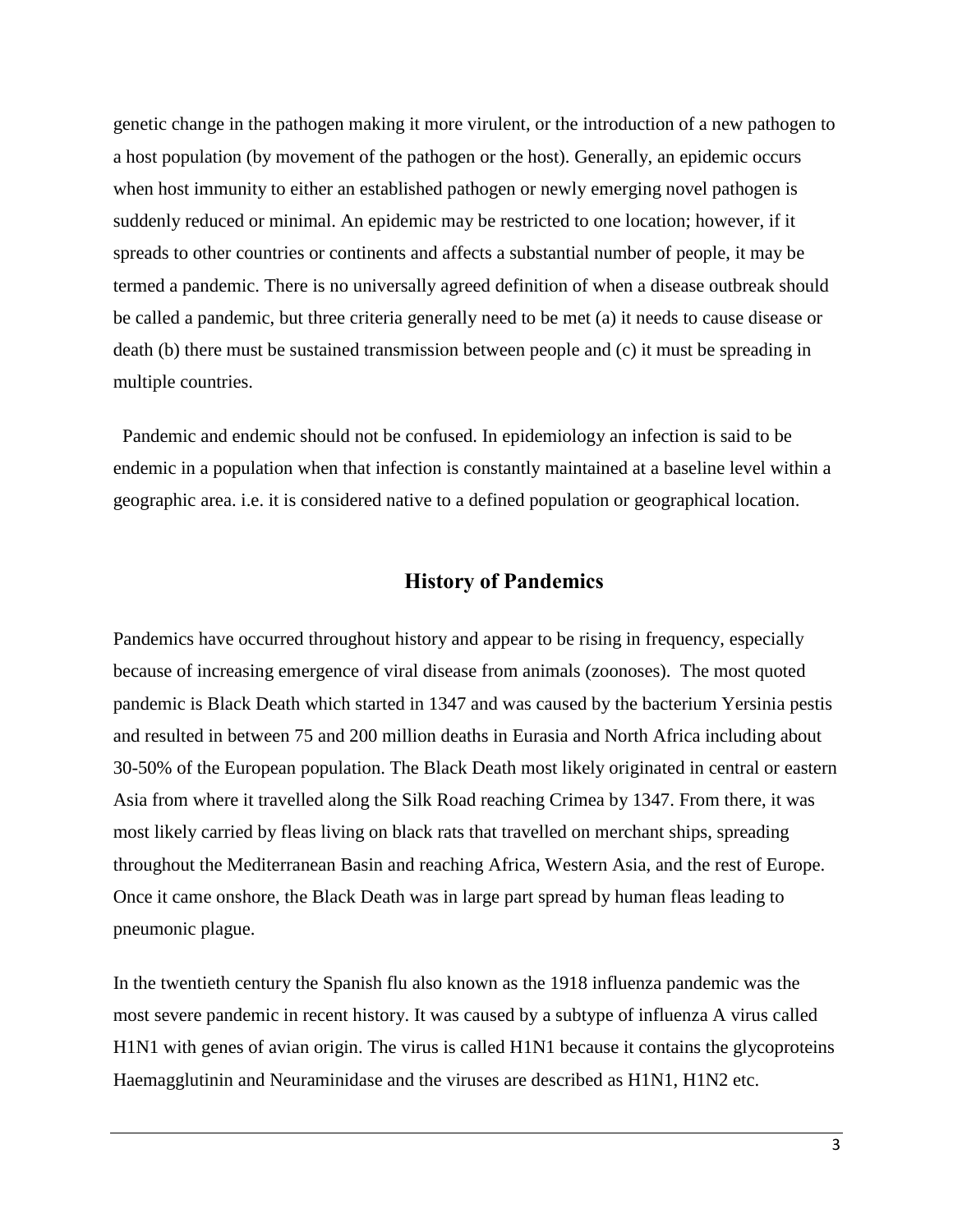genetic change in the pathogen making it more virulent, or the introduction of a new pathogen to a host population (by movement of the pathogen or the host). Generally, an epidemic occurs when host immunity to either an established pathogen or newly emerging novel pathogen is suddenly reduced or minimal. An epidemic may be restricted to one location; however, if it spreads to other countries or continents and affects a substantial number of people, it may be termed a pandemic. There is no universally agreed definition of when a disease outbreak should be called a pandemic, but three criteria generally need to be met (a) it needs to cause disease or death (b) there must be sustained transmission between people and (c) it must be spreading in multiple countries.

Pandemic and endemic should not be confused. In epidemiology an infection is said to be endemic in a population when that infection is constantly maintained at a baseline level within a geographic area. i.e. it is considered native to a defined population or geographical location.

## History of Pandemics

Pandemics have occurred throughout history and appear to be rising in frequency, especially because of increasing emergence of viral disease from animals (zoonoses). The most quoted pandemic is Black Death which started in 1347 and was caused by the bacterium Yersinia pestis and resulted in between 75 and 200 million deaths in Eurasia and North Africa including about 30-50% of the European population. The Black Death most likely originated in central or eastern Asia from where it travelled along the Silk Road reaching Crimea by 1347. From there, it was most likely carried by fleas living on black rats that travelled on merchant ships, spreading throughout the Mediterranean Basin and reaching Africa, Western Asia, and the rest of Europe. Once it came onshore, the Black Death was in large part spread by human fleas leading to pneumonic plague.

In the twentieth century the Spanish flu also known as the 1918 influenza pandemic was the most severe pandemic in recent history. It was caused by a subtype of influenza A virus called H1N1 with genes of avian origin. The virus is called H1N1 because it contains the glycoproteins Haemagglutinin and Neuraminidase and the viruses are described as H1N1, H1N2 etc.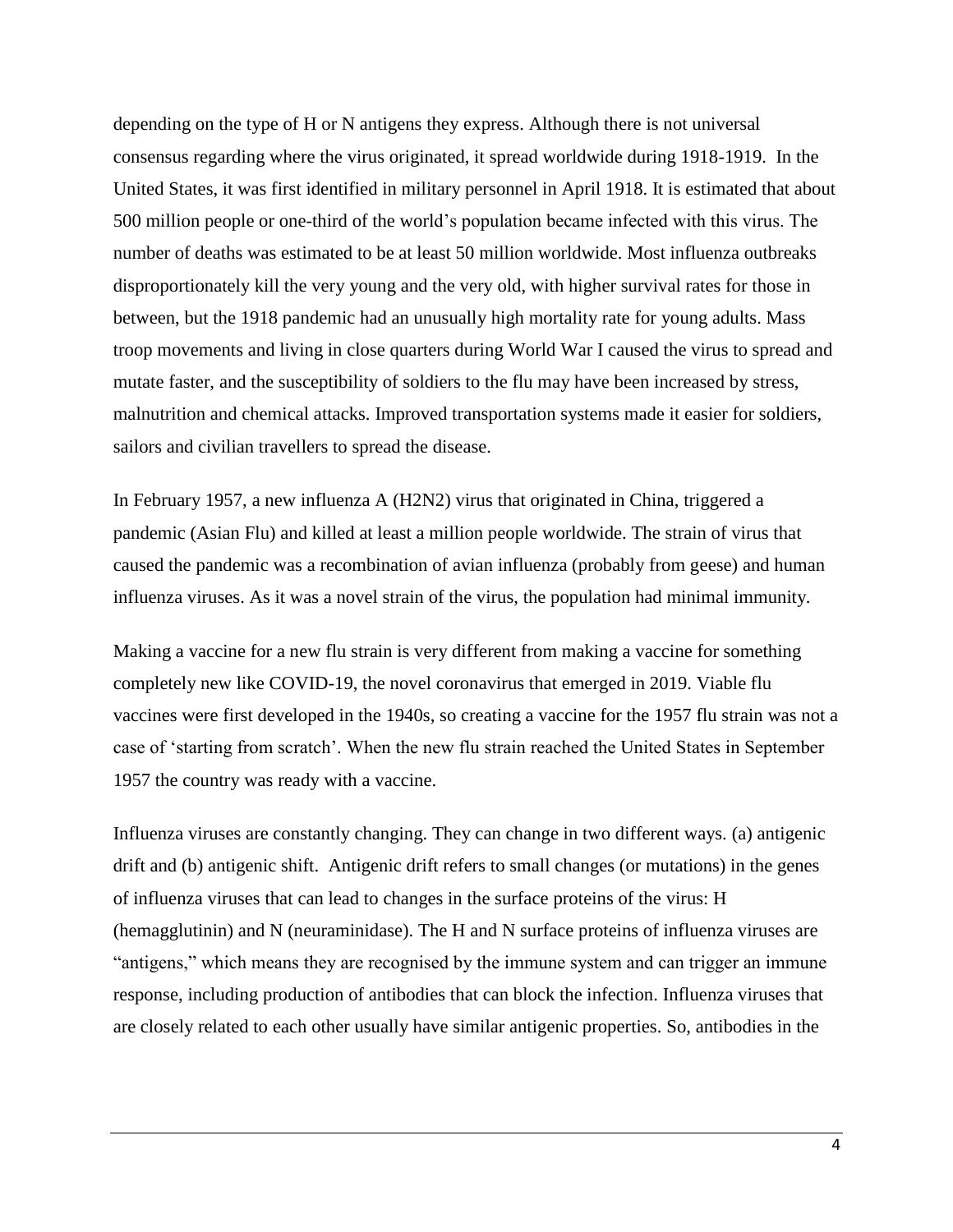depending on the type of H or N antigens they express. Although there is not universal consensus regarding where the virus originated, it spread worldwide during 1918-1919. In the United States, it was first identified in military personnel in April 1918. It is estimated that about 500 million people or one-third of the world's population became infected with this virus. The number of deaths was estimated to be at least 50 million worldwide. Most influenza outbreaks disproportionately kill the very young and the very old, with higher survival rates for those in between, but the 1918 pandemic had an unusually high mortality rate for young adults. Mass troop movements and living in close quarters during World War I caused the virus to spread and mutate faster, and the susceptibility of soldiers to the flu may have been increased by stress, malnutrition and chemical attacks. Improved transportation systems made it easier for soldiers, sailors and civilian travellers to spread the disease.

In February 1957, a new influenza A (H2N2) virus that originated in China, triggered a pandemic (Asian Flu) and killed at least a million people worldwide. The strain of virus that caused the pandemic was a recombination of avian influenza (probably from geese) and human influenza viruses. As it was a novel strain of the virus, the population had minimal immunity.

Making a vaccine for a new flu strain is very different from making a vaccine for something completely new like COVID-19, the novel coronavirus that emerged in 2019. Viable flu vaccines were first developed in the 1940s, so creating a vaccine for the 1957 flu strain was not a case of 'starting from scratch'. When the new flu strain reached the United States in September 1957 the country was ready with a vaccine.

Influenza viruses are constantly changing. They can change in two different ways. (a) antigenic drift and (b) antigenic shift. Antigenic drift refers to small changes (or mutations) in the genes of influenza viruses that can lead to changes in the surface proteins of the virus: H (hemagglutinin) and N (neuraminidase). The H and N surface proteins of influenza viruses are "antigens," which means they are recognised by the immune system and can trigger an immune response, including production of antibodies that can block the infection. Influenza viruses that are closely related to each other usually have similar antigenic properties. So, antibodies in the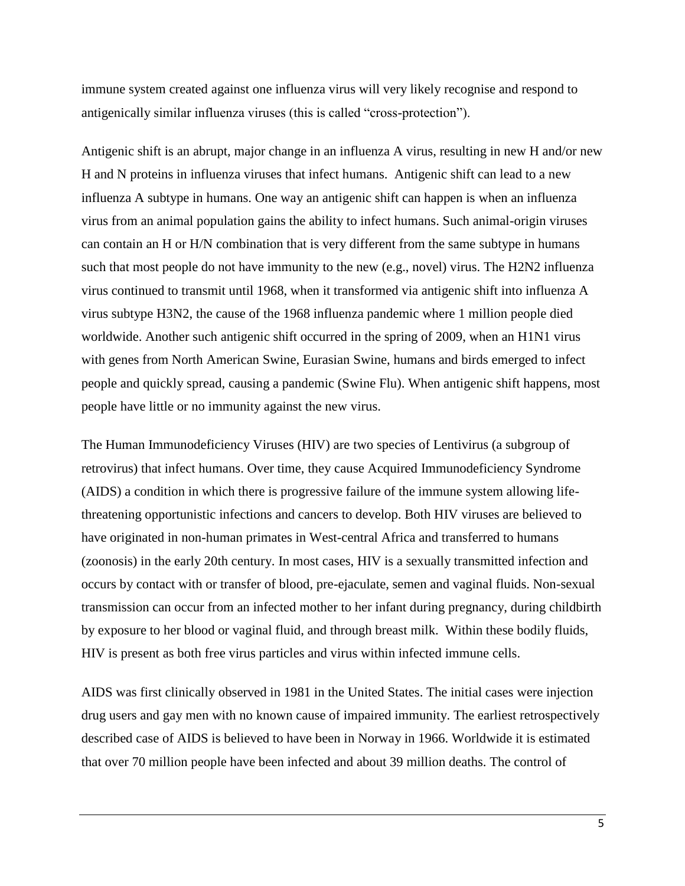immune system created against one influenza virus will very likely recognise and respond to antigenically similar influenza viruses (this is called "cross-protection").

Antigenic shift is an abrupt, major change in an influenza A virus, resulting in new H and/or new H and N proteins in influenza viruses that infect humans. Antigenic shift can lead to a new influenza A subtype in humans. One way an antigenic shift can happen is when an influenza virus from an animal population gains the ability to infect humans. Such animal-origin viruses can contain an H or H/N combination that is very different from the same subtype in humans such that most people do not have immunity to the new (e.g., novel) virus. The H2N2 influenza virus continued to transmit until 1968, when it transformed via antigenic shift into influenza A virus subtype H3N2, the cause of the 1968 influenza pandemic where 1 million people died worldwide. Another such antigenic shift occurred in the spring of 2009, when an H1N1 virus with genes from North American Swine, Eurasian Swine, humans and birds emerged to infect people and quickly spread, causing a pandemic (Swine Flu). When antigenic shift happens, most people have little or no immunity against the new virus.

The Human Immunodeficiency Viruses (HIV) are two species of Lentivirus (a subgroup of retrovirus) that infect humans. Over time, they cause Acquired Immunodeficiency Syndrome (AIDS) a condition in which there is progressive failure of the immune system allowing life-threatening opportunistic infections and cancers to develop. Both HIV viruses are believed to have originated in non-human primates in West-central Africa and transferred to humans (zoonosis) in the early 20th century. In most cases, HIV is a sexually transmitted infection and occurs by contact with or transfer of blood, pre-ejaculate, semen and vaginal fluids. Non-sexual transmission can occur from an infected mother to her infant during pregnancy, during childbirth by exposure to her blood or vaginal fluid, and through breast milk. Within these bodily fluids, HIV is present as both free virus particles and virus within infected immune cells.

AIDS was first clinically observed in 1981 in the United States. The initial cases were injection drug users and gay men with no known cause of impaired immunity. The earliest retrospectively described case of AIDS is believed to have been in Norway in 1966. Worldwide it is estimated that over 70 million people have been infected and about 39 million deaths. The control of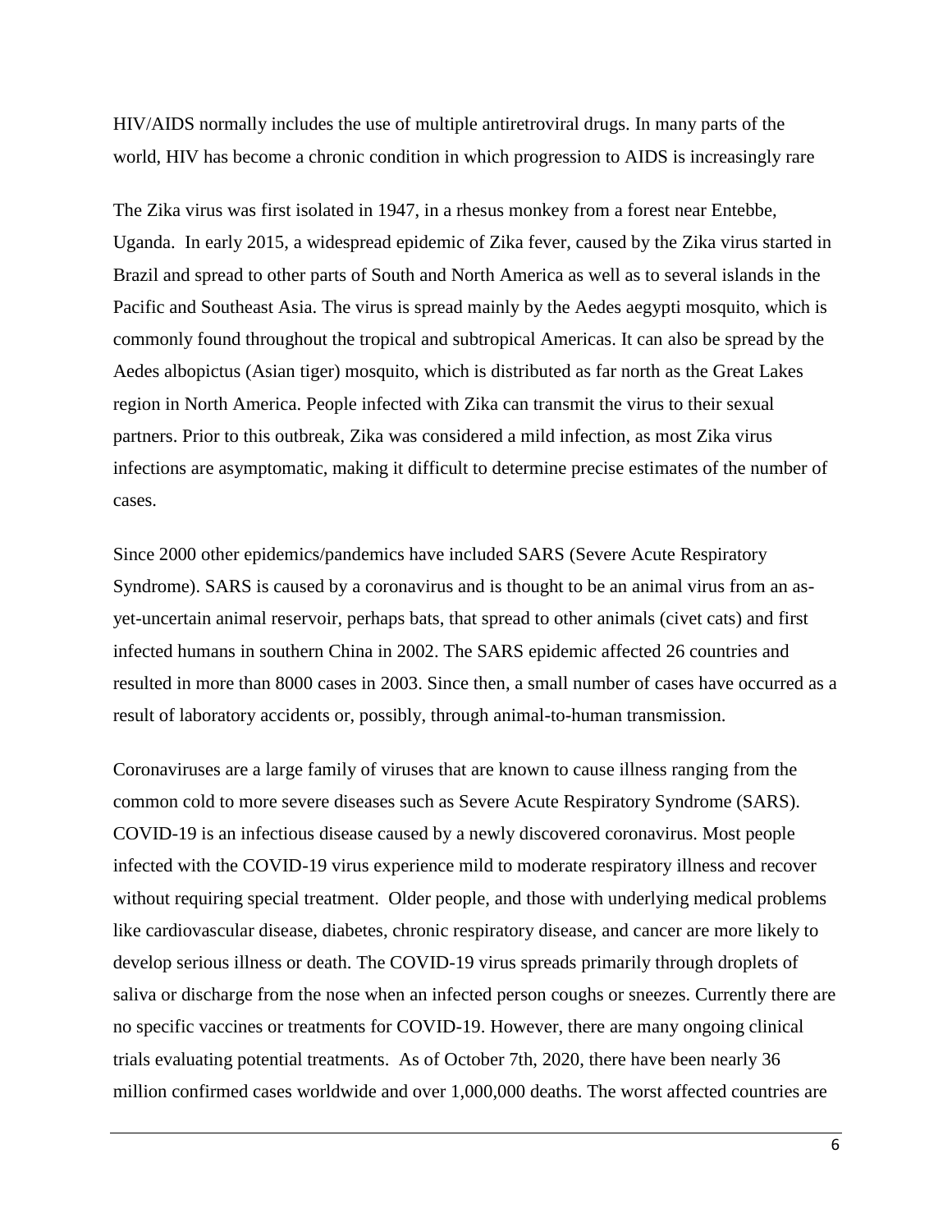HIV/AIDS normally includes the use of multiple antiretroviral drugs. In many parts of the world, HIV has become a chronic condition in which progression to AIDS is increasingly rare

The Zika virus was first isolated in 1947, in a rhesus monkey from a forest near Entebbe, Uganda. In early 2015, a widespread epidemic of Zika fever, caused by the Zika virus started in Brazil and spread to other parts of South and North America as well as to several islands in the Pacific and Southeast Asia. The virus is spread mainly by the Aedes aegypti mosquito, which is commonly found throughout the tropical and subtropical Americas. It can also be spread by the Aedes albopictus (Asian tiger) mosquito, which is distributed as far north as the Great Lakes region in North America. People infected with Zika can transmit the virus to their sexual partners. Prior to this outbreak, Zika was considered a mild infection, as most Zika virus infections are asymptomatic, making it difficult to determine precise estimates of the number of cases.

Since 2000 other epidemics/pandemics have included SARS (Severe Acute Respiratory Syndrome). SARS is caused by a coronavirus and is thought to be an animal virus from an as-yet-uncertain animal reservoir, perhaps bats, that spread to other animals (civet cats) and first infected humans in southern China in 2002. The SARS epidemic affected 26 countries and resulted in more than 8000 cases in 2003. Since then, a small number of cases have occurred as a result of laboratory accidents or, possibly, through animal-to-human transmission.

Coronaviruses are a large family of viruses that are known to cause illness ranging from the common cold to more severe diseases such as Severe Acute Respiratory Syndrome (SARS). COVID-19 is an infectious disease caused by a newly discovered coronavirus. Most people infected with the COVID-19 virus experience mild to moderate respiratory illness and recover without requiring special treatment. Older people, and those with underlying medical problems like cardiovascular disease, diabetes, chronic respiratory disease, and cancer are more likely to develop serious illness or death. The COVID-19 virus spreads primarily through droplets of saliva or discharge from the nose when an infected person coughs or sneezes. Currently there are no specific vaccines or treatments for COVID-19. However, there are many ongoing clinical trials evaluating potential treatments. As of October 7th, 2020, there have been nearly 36 million confirmed cases worldwide and over 1,000,000 deaths. The worst affected countries are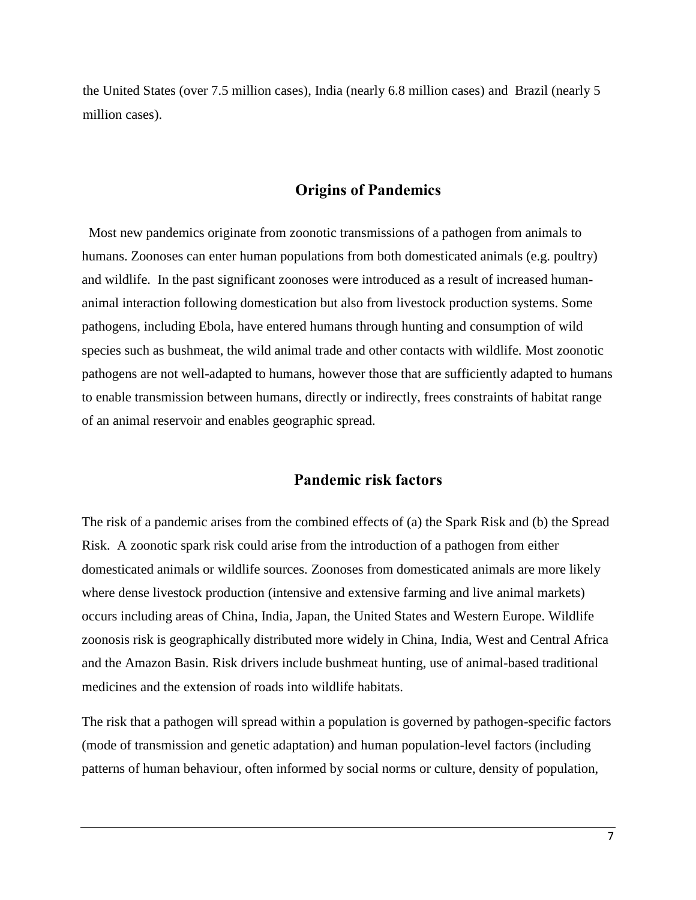the United States (over 7.5 million cases), India (nearly 6.8 million cases) and Brazil (nearly 5 million cases).

## Origins of Pandemics

Most new pandemics originate from zoonotic transmissions of a pathogen from animals to humans. Zoonoses can enter human populations from both domesticated animals (e.g. poultry) and wildlife. In the past significant zoonoses were introduced as a result of increased human-animal interaction following domestication but also from livestock production systems. Some pathogens, including Ebola, have entered humans through hunting and consumption of wild species such as bushmeat, the wild animal trade and other contacts with wildlife. Most zoonotic pathogens are not well-adapted to humans, however those that are sufficiently adapted to humans to enable transmission between humans, directly or indirectly, frees constraints of habitat range of an animal reservoir and enables geographic spread.

## Pandemic risk factors

The risk of a pandemic arises from the combined effects of (a) the Spark Risk and (b) the Spread Risk. A zoonotic spark risk could arise from the introduction of a pathogen from either domesticated animals or wildlife sources. Zoonoses from domesticated animals are more likely where dense livestock production (intensive and extensive farming and live animal markets) occurs including areas of China, India, Japan, the United States and Western Europe. Wildlife zoonosis risk is geographically distributed more widely in China, India, West and Central Africa and the Amazon Basin. Risk drivers include bushmeat hunting, use of animal-based traditional medicines and the extension of roads into wildlife habitats.

The risk that a pathogen will spread within a population is governed by pathogen-specific factors (mode of transmission and genetic adaptation) and human population-level factors (including patterns of human behaviour, often informed by social norms or culture, density of population,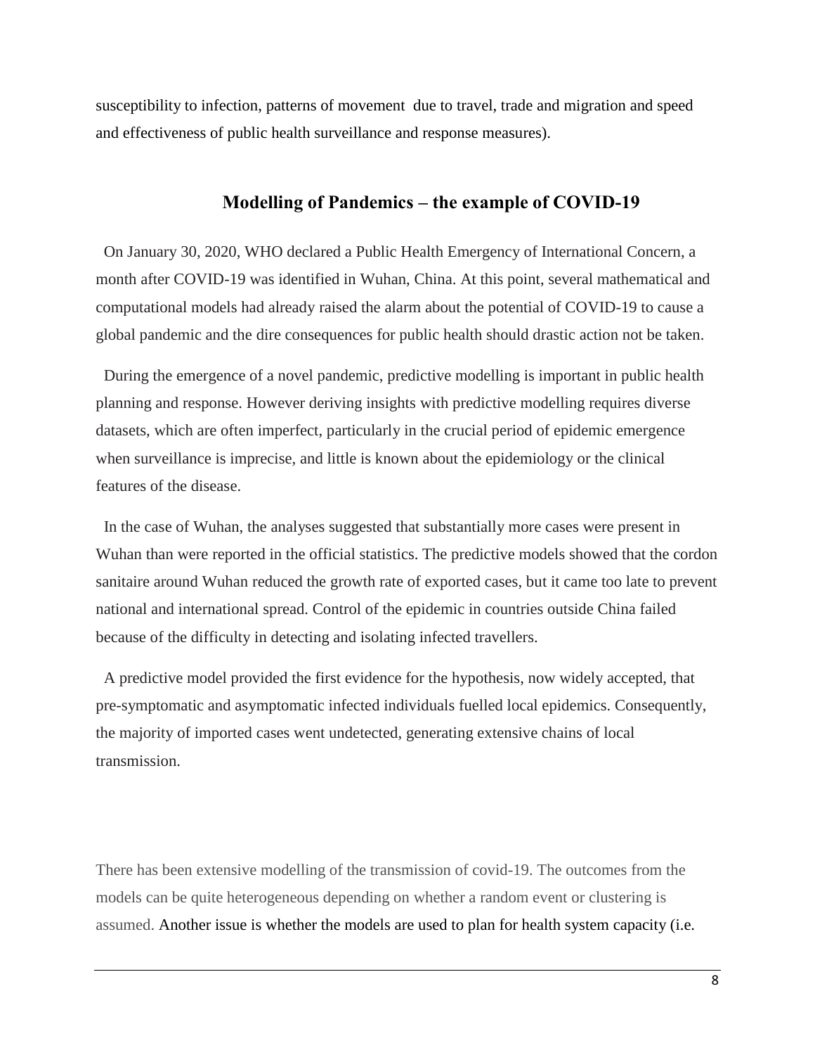susceptibility to infection, patterns of movement due to travel, trade and migration and speed and effectiveness of public health surveillance and response measures).

## Modelling of Pandemics – the example of COVID-19

On January 30, 2020, WHO declared a Public Health Emergency of International Concern, a month after COVID-19 was identified in Wuhan, China. At this point, several mathematical and computational models had already raised the alarm about the potential of COVID-19 to cause a global pandemic and the dire consequences for public health should drastic action not be taken.

During the emergence of a novel pandemic, predictive modelling is important in public health planning and response. However deriving insights with predictive modelling requires diverse datasets, which are often imperfect, particularly in the crucial period of epidemic emergence when surveillance is imprecise, and little is known about the epidemiology or the clinical features of the disease.

In the case of Wuhan, the analyses suggested that substantially more cases were present in Wuhan than were reported in the official statistics. The predictive models showed that the cordon sanitaire around Wuhan reduced the growth rate of exported cases, but it came too late to prevent national and international spread. Control of the epidemic in countries outside China failed because of the difficulty in detecting and isolating infected travellers.

A predictive model provided the first evidence for the hypothesis, now widely accepted, that pre-symptomatic and asymptomatic infected individuals fuelled local epidemics. Consequently, the majority of imported cases went undetected, generating extensive chains of local transmission.

There has been extensive modelling of the transmission of covid-19. The outcomes from the models can be quite heterogeneous depending on whether a random event or clustering is assumed. Another issue is whether the models are used to plan for health system capacity (i.e.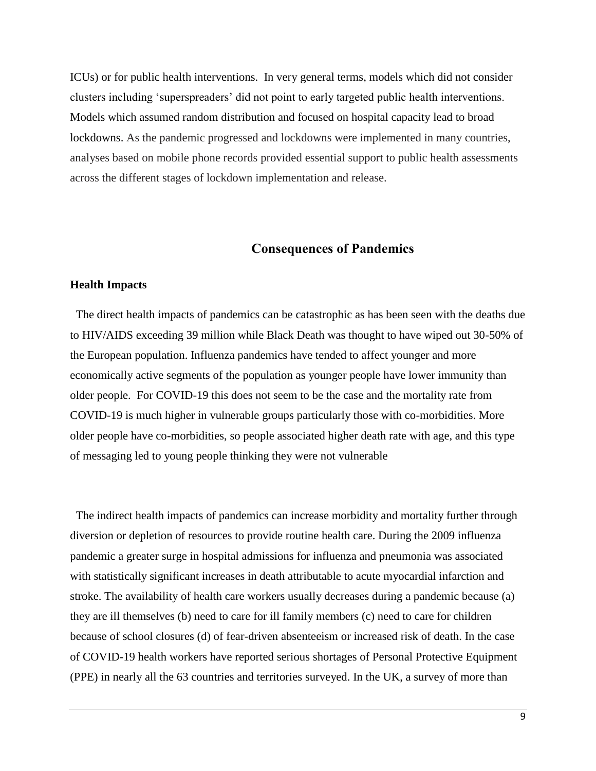ICUs) or for public health interventions. In very general terms, models which did not consider clusters including 'superspreaders' did not point to early targeted public health interventions. Models which assumed random distribution and focused on hospital capacity lead to broad lockdowns. As the pandemic progressed and lockdowns were implemented in many countries, analyses based on mobile phone records provided essential support to public health assessments across the different stages of lockdown implementation and release.

## Consequences of Pandemics

### Health Impacts

The direct health impacts of pandemics can be catastrophic as has been seen with the deaths due to HIV/AIDS exceeding 39 million while Black Death was thought to have wiped out 30-50% of the European population. Influenza pandemics have tended to affect younger and more economically active segments of the population as younger people have lower immunity than older people. For COVID-19 this does not seem to be the case and the mortality rate from COVID-19 is much higher in vulnerable groups particularly those with co-morbidities. More older people have co-morbidities, so people associated higher death rate with age, and this type of messaging led to young people thinking they were not vulnerable

The indirect health impacts of pandemics can increase morbidity and mortality further through diversion or depletion of resources to provide routine health care. During the 2009 influenza pandemic a greater surge in hospital admissions for influenza and pneumonia was associated with statistically significant increases in death attributable to acute myocardial infarction and stroke. The availability of health care workers usually decreases during a pandemic because (a) they are ill themselves (b) need to care for ill family members (c) need to care for children because of school closures (d) of fear-driven absenteeism or increased risk of death. In the case of COVID-19 health workers have reported serious shortages of Personal Protective Equipment (PPE) in nearly all the 63 countries and territories surveyed. In the UK, a survey of more than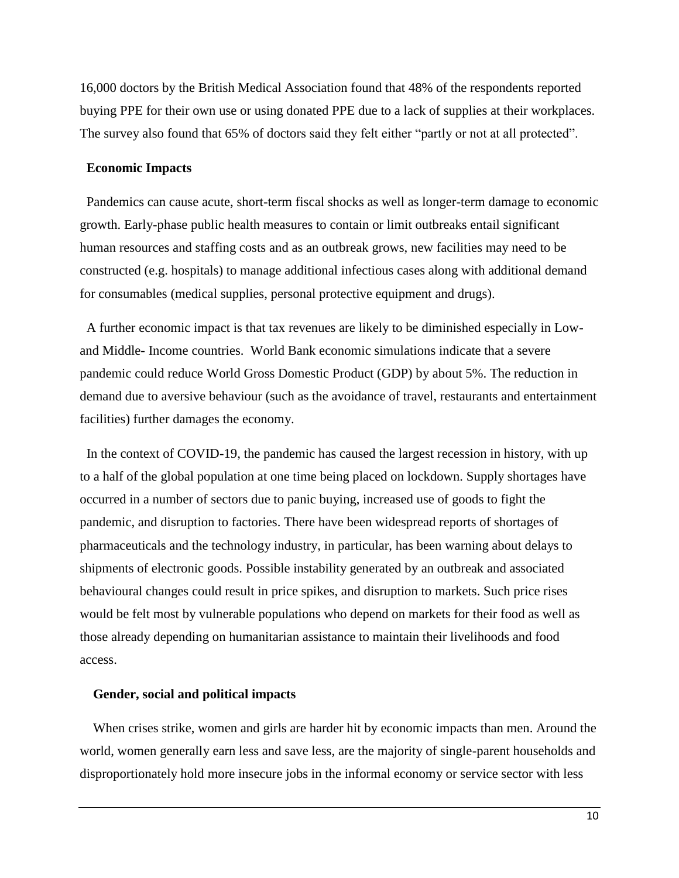16,000 doctors by the British Medical Association found that 48% of the respondents reported buying PPE for their own use or using donated PPE due to a lack of supplies at their workplaces. The survey also found that 65% of doctors said they felt either "partly or not at all protected".

### Economic Impacts

Pandemics can cause acute, short-term fiscal shocks as well as longer-term damage to economic growth. Early-phase public health measures to contain or limit outbreaks entail significant human resources and staffing costs and as an outbreak grows, new facilities may need to be constructed (e.g. hospitals) to manage additional infectious cases along with additional demand for consumables (medical supplies, personal protective equipment and drugs).

A further economic impact is that tax revenues are likely to be diminished especially in Low- and Middle- Income countries. World Bank economic simulations indicate that a severe pandemic could reduce World Gross Domestic Product (GDP) by about 5%. The reduction in demand due to aversive behaviour (such as the avoidance of travel, restaurants and entertainment facilities) further damages the economy.

In the context of COVID-19, the pandemic has caused the largest recession in history, with up to a half of the global population at one time being placed on lockdown. Supply shortages have occurred in a number of sectors due to panic buying, increased use of goods to fight the pandemic, and disruption to factories. There have been widespread reports of shortages of pharmaceuticals and the technology industry, in particular, has been warning about delays to shipments of electronic goods. Possible instability generated by an outbreak and associated behavioural changes could result in price spikes, and disruption to markets. Such price rises would be felt most by vulnerable populations who depend on markets for their food as well as those already depending on humanitarian assistance to maintain their livelihoods and food access.

### Gender, social and political impacts

When crises strike, women and girls are harder hit by economic impacts than men. Around the world, women generally earn less and save less, are the majority of single-parent households and disproportionately hold more insecure jobs in the informal economy or service sector with less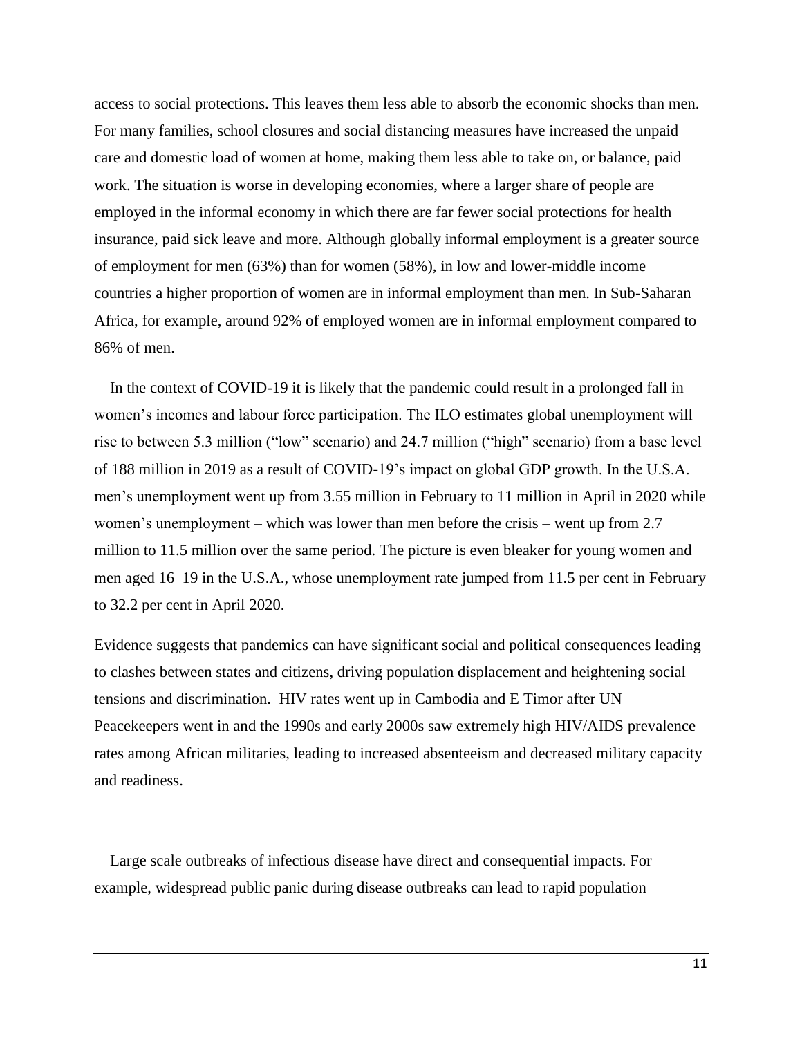access to social protections. This leaves them less able to absorb the economic shocks than men. For many families, school closures and social distancing measures have increased the unpaid care and domestic load of women at home, making them less able to take on, or balance, paid work. The situation is worse in developing economies, where a larger share of people are employed in the informal economy in which there are far fewer social protections for health insurance, paid sick leave and more. Although globally informal employment is a greater source of employment for men (63%) than for women (58%), in low and lower-middle income countries a higher proportion of women are in informal employment than men. In Sub-Saharan Africa, for example, around 92% of employed women are in informal employment compared to 86% of men.

In the context of COVID-19 it is likely that the pandemic could result in a prolonged fall in women's incomes and labour force participation. The ILO estimates global unemployment will rise to between 5.3 million ("low" scenario) and 24.7 million ("high" scenario) from a base level of 188 million in 2019 as a result of COVID-19's impact on global GDP growth. In the U.S.A. men's unemployment went up from 3.55 million in February to 11 million in April in 2020 while women's unemployment – which was lower than men before the crisis – went up from 2.7 million to 11.5 million over the same period. The picture is even bleaker for young women and men aged 16–19 in the U.S.A., whose unemployment rate jumped from 11.5 per cent in February to 32.2 per cent in April 2020.

Evidence suggests that pandemics can have significant social and political consequences leading to clashes between states and citizens, driving population displacement and heightening social tensions and discrimination. HIV rates went up in Cambodia and E Timor after UN Peacekeepers went in and the 1990s and early 2000s saw extremely high HIV/AIDS prevalence rates among African militaries, leading to increased absenteeism and decreased military capacity and readiness.

Large scale outbreaks of infectious disease have direct and consequential impacts. For example, widespread public panic during disease outbreaks can lead to rapid population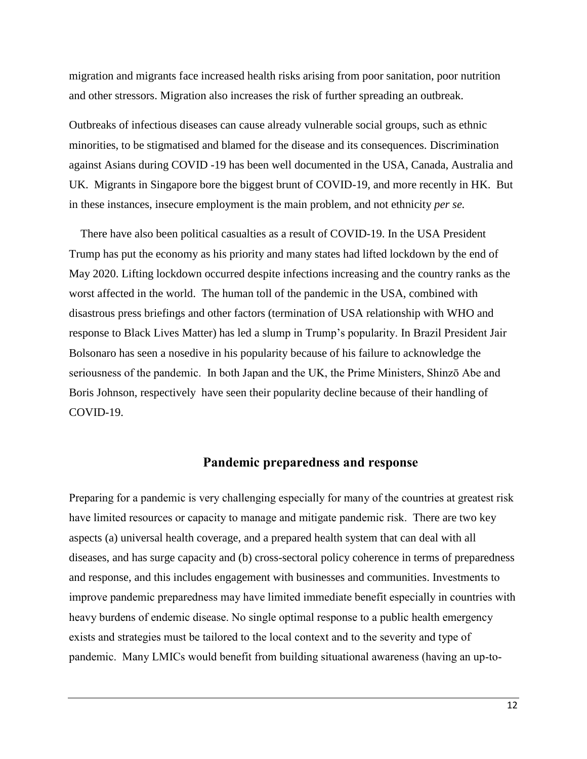migration and migrants face increased health risks arising from poor sanitation, poor nutrition and other stressors. Migration also increases the risk of further spreading an outbreak.

Outbreaks of infectious diseases can cause already vulnerable social groups, such as ethnic minorities, to be stigmatised and blamed for the disease and its consequences. Discrimination against Asians during COVID -19 has been well documented in the USA, Canada, Australia and UK. Migrants in Singapore bore the biggest brunt of COVID-19, and more recently in HK. But in these instances, insecure employment is the main problem, and not ethnicity *per se.*

There have also been political casualties as a result of COVID-19. In the USA President Trump has put the economy as his priority and many states had lifted lockdown by the end of May 2020. Lifting lockdown occurred despite infections increasing and the country ranks as the worst affected in the world. The human toll of the pandemic in the USA, combined with disastrous press briefings and other factors (termination of USA relationship with WHO and response to Black Lives Matter) has led a slump in Trump's popularity. In Brazil President Jair Bolsonaro has seen a nosedive in his popularity because of his failure to acknowledge the seriousness of the pandemic. In both Japan and the UK, the Prime Ministers, Shinzō Abe and Boris Johnson, respectively have seen their popularity decline because of their handling of COVID-19.

## Pandemic preparedness and response

Preparing for a pandemic is very challenging especially for many of the countries at greatest risk have limited resources or capacity to manage and mitigate pandemic risk. There are two key aspects (a) universal health coverage, and a prepared health system that can deal with all diseases, and has surge capacity and (b) cross-sectoral policy coherence in terms of preparedness and response, and this includes engagement with businesses and communities. Investments to improve pandemic preparedness may have limited immediate benefit especially in countries with heavy burdens of endemic disease. No single optimal response to a public health emergency exists and strategies must be tailored to the local context and to the severity and type of pandemic. Many LMICs would benefit from building situational awareness (having an up-to-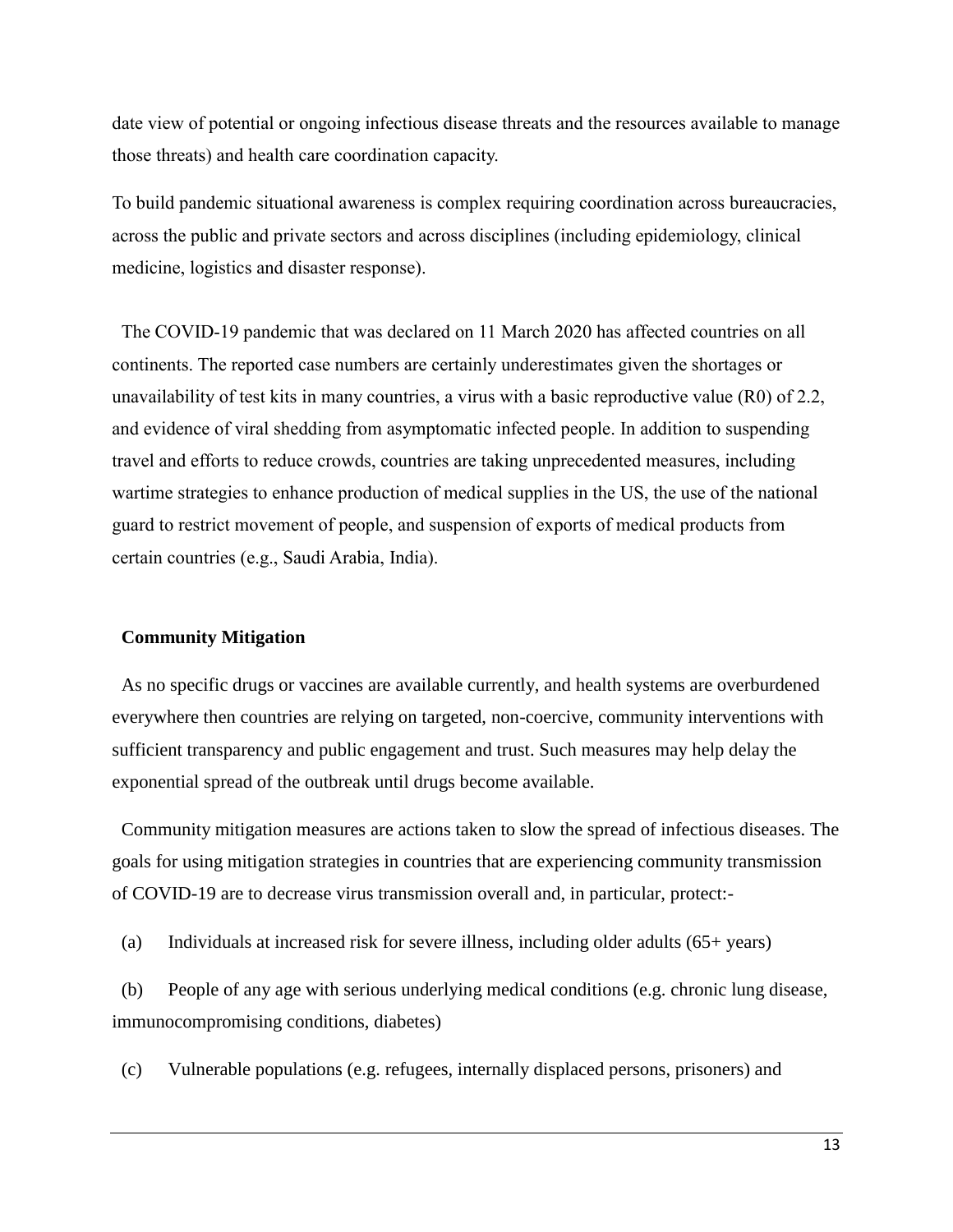date view of potential or ongoing infectious disease threats and the resources available to manage those threats) and health care coordination capacity.

To build pandemic situational awareness is complex requiring coordination across bureaucracies, across the public and private sectors and across disciplines (including epidemiology, clinical medicine, logistics and disaster response).

The COVID-19 pandemic that was declared on 11 March 2020 has affected countries on all continents. The reported case numbers are certainly underestimates given the shortages or unavailability of test kits in many countries, a virus with a basic reproductive value (R0) of 2.2, and evidence of viral shedding from asymptomatic infected people. In addition to suspending travel and efforts to reduce crowds, countries are taking unprecedented measures, including wartime strategies to enhance production of medical supplies in the US, the use of the national guard to restrict movement of people, and suspension of exports of medical products from certain countries (e.g., Saudi Arabia, India).

**Community Mitigation**

As no specific drugs or vaccines are available currently, and health systems are overburdened everywhere then countries are relying on targeted, non-coercive, community interventions with sufficient transparency and public engagement and trust. Such measures may help delay the exponential spread of the outbreak until drugs become available.

Community mitigation measures are actions taken to slow the spread of infectious diseases. The goals for using mitigation strategies in countries that are experiencing community transmission of COVID-19 are to decrease virus transmission overall and, in particular, protect:-

(a) Individuals at increased risk for severe illness, including older adults (65+ years)

(b) People of any age with serious underlying medical conditions (e.g. chronic lung disease, immunocompromising conditions, diabetes)

(c) Vulnerable populations (e.g. refugees, internally displaced persons, prisoners) and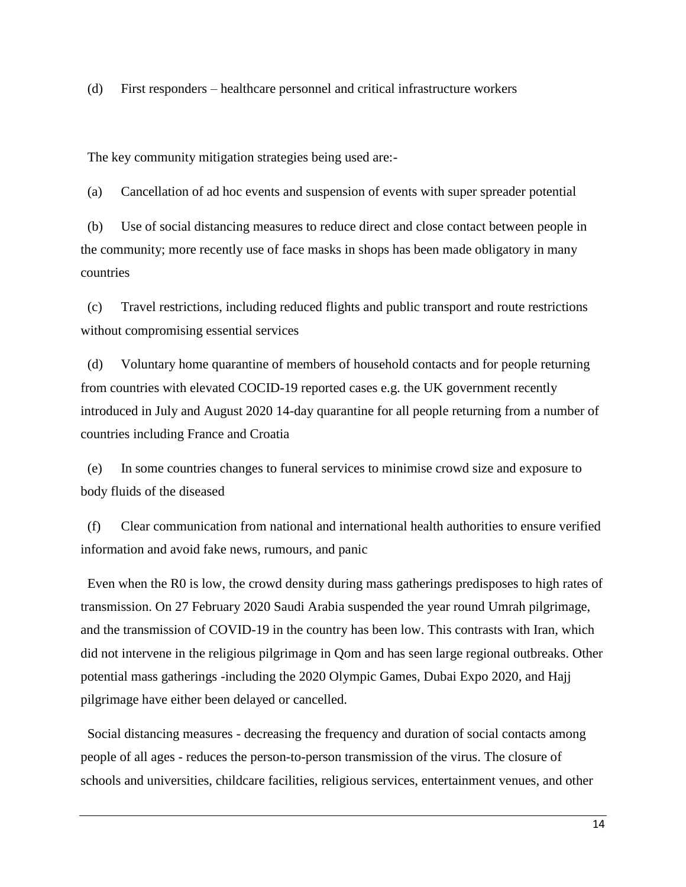(d) First responders – healthcare personnel and critical infrastructure workers

The key community mitigation strategies being used are:-

(a) Cancellation of ad hoc events and suspension of events with super spreader potential

(b) Use of social distancing measures to reduce direct and close contact between people in the community; more recently use of face masks in shops has been made obligatory in many countries

(c) Travel restrictions, including reduced flights and public transport and route restrictions without compromising essential services

(d) Voluntary home quarantine of members of household contacts and for people returning from countries with elevated COCID-19 reported cases e.g. the UK government recently introduced in July and August 2020 14-day quarantine for all people returning from a number of countries including France and Croatia

(e) In some countries changes to funeral services to minimise crowd size and exposure to body fluids of the diseased

(f) Clear communication from national and international health authorities to ensure verified information and avoid fake news, rumours, and panic

Even when the R0 is low, the crowd density during mass gatherings predisposes to high rates of transmission. On 27 February 2020 Saudi Arabia suspended the year round Umrah pilgrimage, and the transmission of COVID-19 in the country has been low. This contrasts with Iran, which did not intervene in the religious pilgrimage in Qom and has seen large regional outbreaks. Other potential mass gatherings -including the 2020 Olympic Games, Dubai Expo 2020, and Hajj pilgrimage have either been delayed or cancelled.

Social distancing measures - decreasing the frequency and duration of social contacts among people of all ages - reduces the person-to-person transmission of the virus. The closure of schools and universities, childcare facilities, religious services, entertainment venues, and other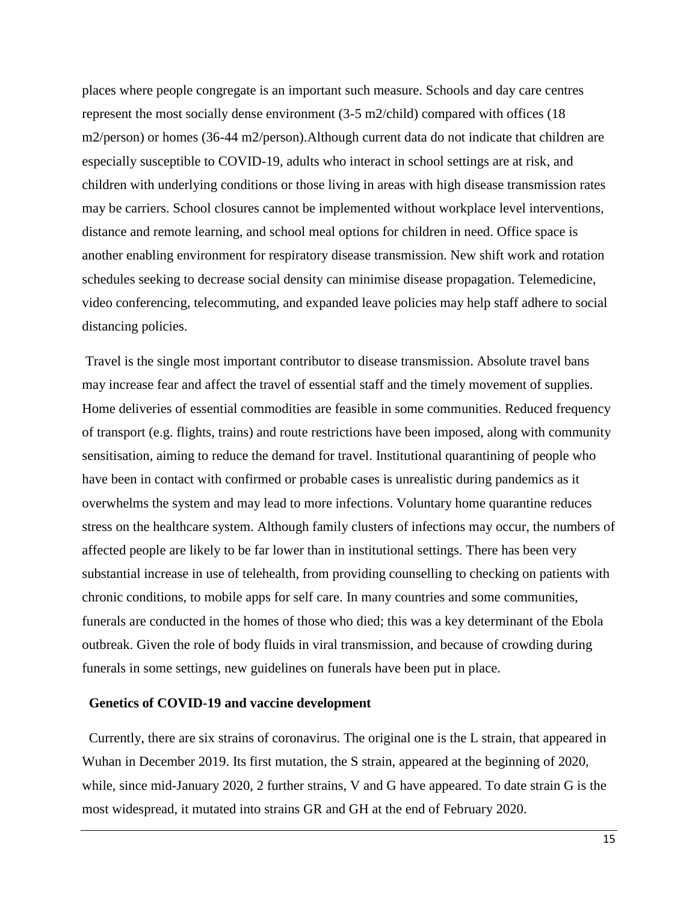places where people congregate is an important such measure. Schools and day care centres represent the most socially dense environment (3-5 m2/child) compared with offices (18 m2/person) or homes (36-44 m2/person).Although current data do not indicate that children are especially susceptible to COVID-19, adults who interact in school settings are at risk, and children with underlying conditions or those living in areas with high disease transmission rates may be carriers. School closures cannot be implemented without workplace level interventions, distance and remote learning, and school meal options for children in need. Office space is another enabling environment for respiratory disease transmission. New shift work and rotation schedules seeking to decrease social density can minimise disease propagation. Telemedicine, video conferencing, telecommuting, and expanded leave policies may help staff adhere to social distancing policies.

Travel is the single most important contributor to disease transmission. Absolute travel bans may increase fear and affect the travel of essential staff and the timely movement of supplies. Home deliveries of essential commodities are feasible in some communities. Reduced frequency of transport (e.g. flights, trains) and route restrictions have been imposed, along with community sensitisation, aiming to reduce the demand for travel. Institutional quarantining of people who have been in contact with confirmed or probable cases is unrealistic during pandemics as it overwhelms the system and may lead to more infections. Voluntary home quarantine reduces stress on the healthcare system. Although family clusters of infections may occur, the numbers of affected people are likely to be far lower than in institutional settings. There has been very substantial increase in use of telehealth, from providing counselling to checking on patients with chronic conditions, to mobile apps for self care. In many countries and some communities, funerals are conducted in the homes of those who died; this was a key determinant of the Ebola outbreak. Given the role of body fluids in viral transmission, and because of crowding during funerals in some settings, new guidelines on funerals have been put in place.

**Genetics of COVID-19 and vaccine development**

Currently, there are six strains of coronavirus. The original one is the L strain, that appeared in Wuhan in December 2019. Its first mutation, the S strain, appeared at the beginning of 2020, while, since mid-January 2020, 2 further strains, V and G have appeared. To date strain G is the most widespread, it mutated into strains GR and GH at the end of February 2020.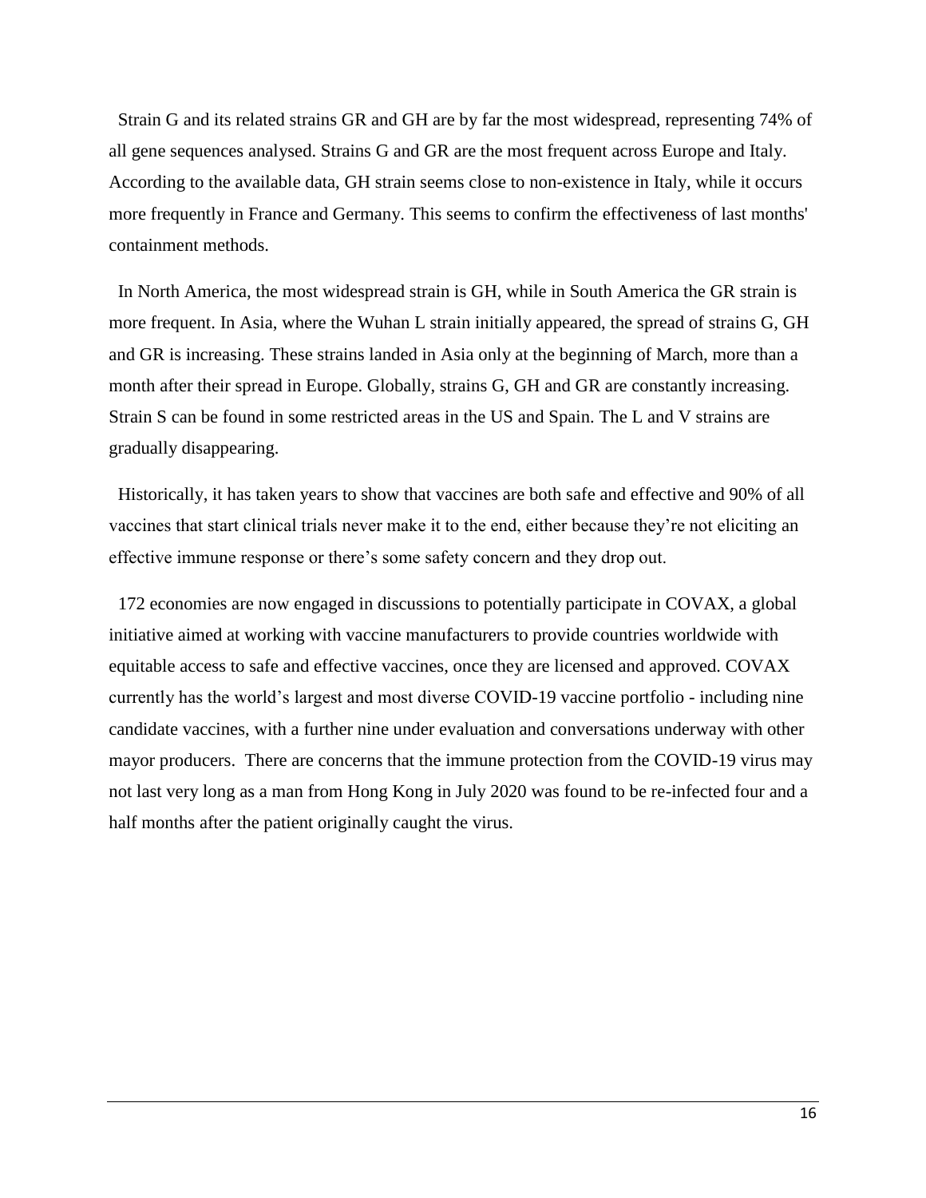Strain G and its related strains GR and GH are by far the most widespread, representing 74% of all gene sequences analysed. Strains G and GR are the most frequent across Europe and Italy. According to the available data, GH strain seems close to non-existence in Italy, while it occurs more frequently in France and Germany. This seems to confirm the effectiveness of last months' containment methods.

In North America, the most widespread strain is GH, while in South America the GR strain is more frequent. In Asia, where the Wuhan L strain initially appeared, the spread of strains G, GH and GR is increasing. These strains landed in Asia only at the beginning of March, more than a month after their spread in Europe. Globally, strains G, GH and GR are constantly increasing. Strain S can be found in some restricted areas in the US and Spain. The L and V strains are gradually disappearing.

Historically, it has taken years to show that vaccines are both safe and effective and 90% of all vaccines that start clinical trials never make it to the end, either because they're not eliciting an effective immune response or there's some safety concern and they drop out.

172 economies are now engaged in discussions to potentially participate in COVAX, a global initiative aimed at working with vaccine manufacturers to provide countries worldwide with equitable access to safe and effective vaccines, once they are licensed and approved. COVAX currently has the world's largest and most diverse COVID-19 vaccine portfolio - including nine candidate vaccines, with a further nine under evaluation and conversations underway with other mayor producers. There are concerns that the immune protection from the COVID-19 virus may not last very long as a man from Hong Kong in July 2020 was found to be re-infected four and a half months after the patient originally caught the virus.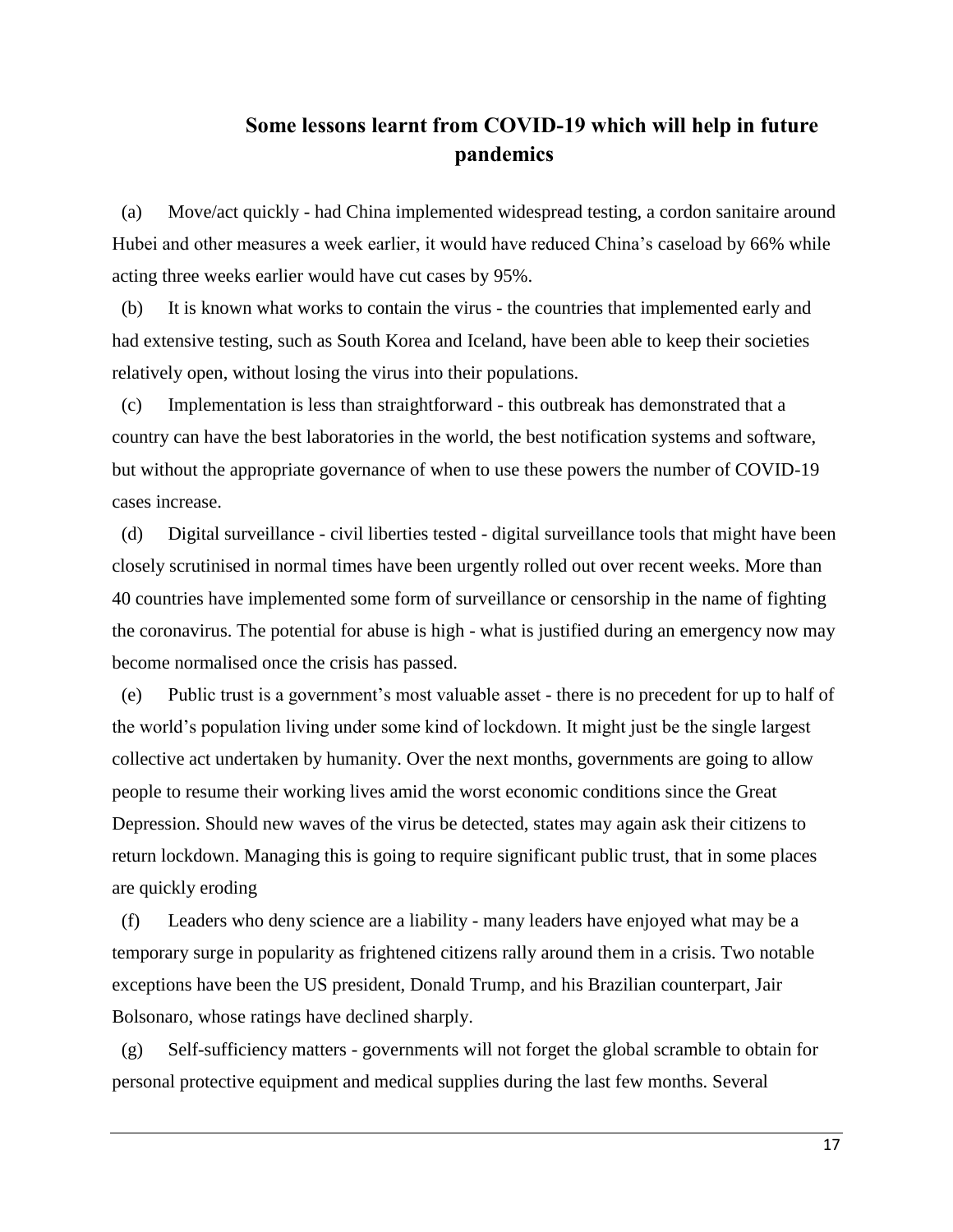## Some lessons learnt from COVID-19 which will help in future pandemics

(a) Move/act quickly - had China implemented widespread testing, a cordon sanitaire around Hubei and other measures a week earlier, it would have reduced China's caseload by 66% while acting three weeks earlier would have cut cases by 95%.

(b) It is known what works to contain the virus - the countries that implemented early and had extensive testing, such as South Korea and Iceland, have been able to keep their societies relatively open, without losing the virus into their populations.

(c) Implementation is less than straightforward - this outbreak has demonstrated that a country can have the best laboratories in the world, the best notification systems and software, but without the appropriate governance of when to use these powers the number of COVID-19 cases increase.

(d) Digital surveillance - civil liberties tested - digital surveillance tools that might have been closely scrutinised in normal times have been urgently rolled out over recent weeks. More than 40 countries have implemented some form of surveillance or censorship in the name of fighting the coronavirus. The potential for abuse is high - what is justified during an emergency now may become normalised once the crisis has passed.

(e) Public trust is a government's most valuable asset - there is no precedent for up to half of the world's population living under some kind of lockdown. It might just be the single largest collective act undertaken by humanity. Over the next months, governments are going to allow people to resume their working lives amid the worst economic conditions since the Great Depression. Should new waves of the virus be detected, states may again ask their citizens to return lockdown. Managing this is going to require significant public trust, that in some places are quickly eroding

(f) Leaders who deny science are a liability - many leaders have enjoyed what may be a temporary surge in popularity as frightened citizens rally around them in a crisis. Two notable exceptions have been the US president, Donald Trump, and his Brazilian counterpart, Jair Bolsonaro, whose ratings have declined sharply.

(g) Self-sufficiency matters - governments will not forget the global scramble to obtain for personal protective equipment and medical supplies during the last few months. Several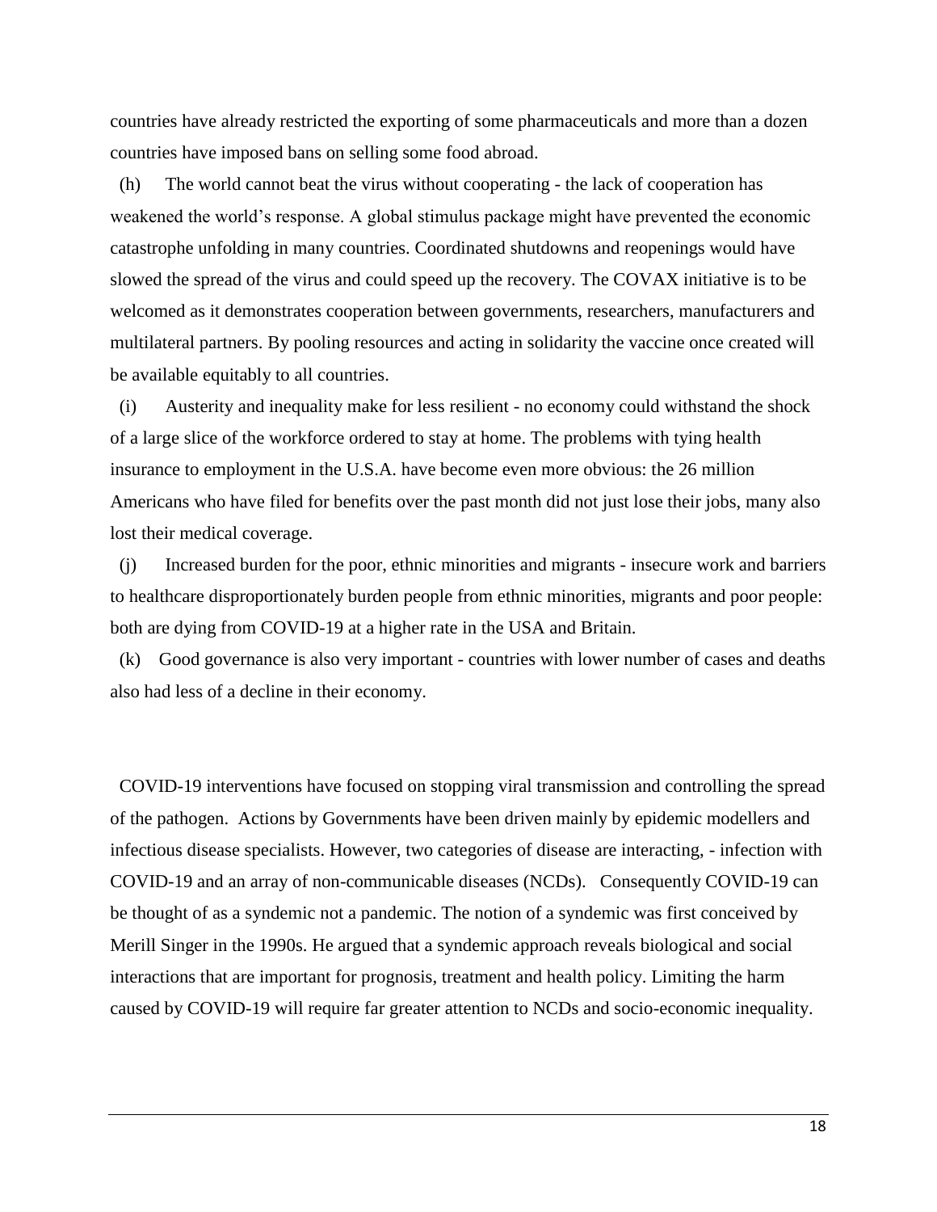countries have already restricted the exporting of some pharmaceuticals and more than a dozen countries have imposed bans on selling some food abroad.

(h) The world cannot beat the virus without cooperating - the lack of cooperation has weakened the world's response. A global stimulus package might have prevented the economic catastrophe unfolding in many countries. Coordinated shutdowns and reopenings would have slowed the spread of the virus and could speed up the recovery. The COVAX initiative is to be welcomed as it demonstrates cooperation between governments, researchers, manufacturers and multilateral partners. By pooling resources and acting in solidarity the vaccine once created will be available equitably to all countries.

(i) Austerity and inequality make for less resilient - no economy could withstand the shock of a large slice of the workforce ordered to stay at home. The problems with tying health insurance to employment in the U.S.A. have become even more obvious: the 26 million Americans who have filed for benefits over the past month did not just lose their jobs, many also lost their medical coverage.

(j) Increased burden for the poor, ethnic minorities and migrants - insecure work and barriers to healthcare disproportionately burden people from ethnic minorities, migrants and poor people: both are dying from COVID-19 at a higher rate in the USA and Britain.

(k) Good governance is also very important - countries with lower number of cases and deaths also had less of a decline in their economy.

COVID-19 interventions have focused on stopping viral transmission and controlling the spread of the pathogen. Actions by Governments have been driven mainly by epidemic modellers and infectious disease specialists. However, two categories of disease are interacting, - infection with COVID-19 and an array of non-communicable diseases (NCDs). Consequently COVID-19 can be thought of as a syndemic not a pandemic. The notion of a syndemic was first conceived by Merill Singer in the 1990s. He argued that a syndemic approach reveals biological and social interactions that are important for prognosis, treatment and health policy. Limiting the harm caused by COVID-19 will require far greater attention to NCDs and socio-economic inequality.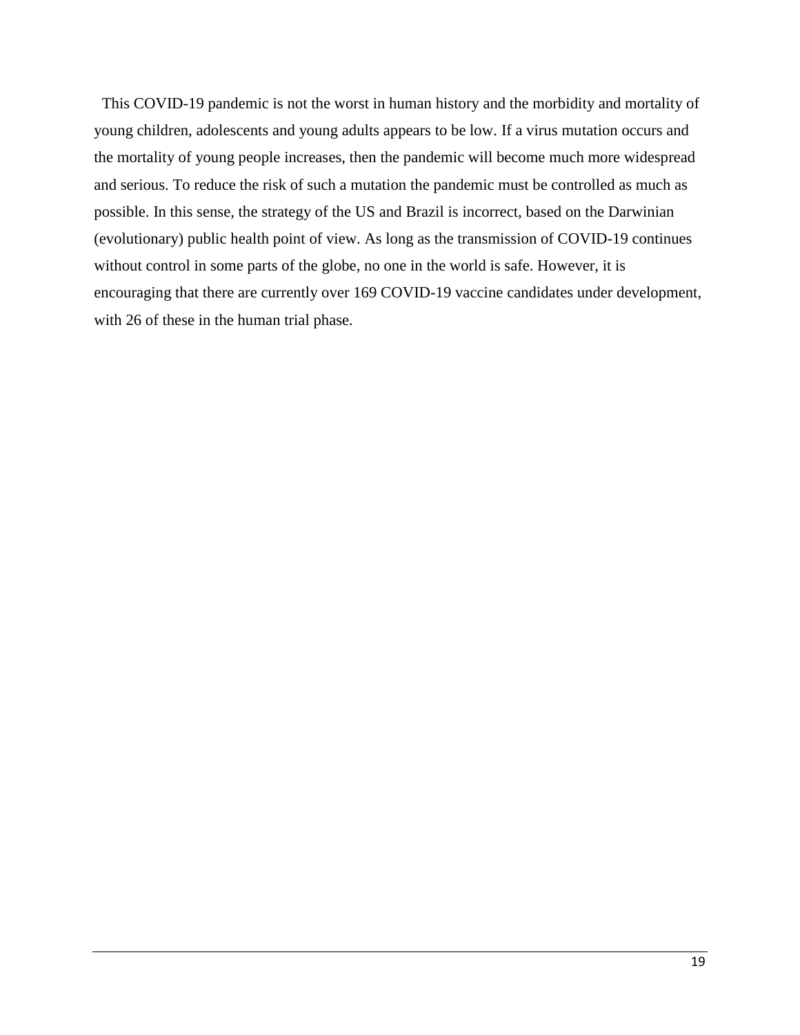This COVID-19 pandemic is not the worst in human history and the morbidity and mortality of young children, adolescents and young adults appears to be low. If a virus mutation occurs and the mortality of young people increases, then the pandemic will become much more widespread and serious. To reduce the risk of such a mutation the pandemic must be controlled as much as possible. In this sense, the strategy of the US and Brazil is incorrect, based on the Darwinian (evolutionary) public health point of view. As long as the transmission of COVID-19 continues without control in some parts of the globe, no one in the world is safe. However, it is encouraging that there are currently over 169 COVID-19 vaccine candidates under development, with 26 of these in the human trial phase.